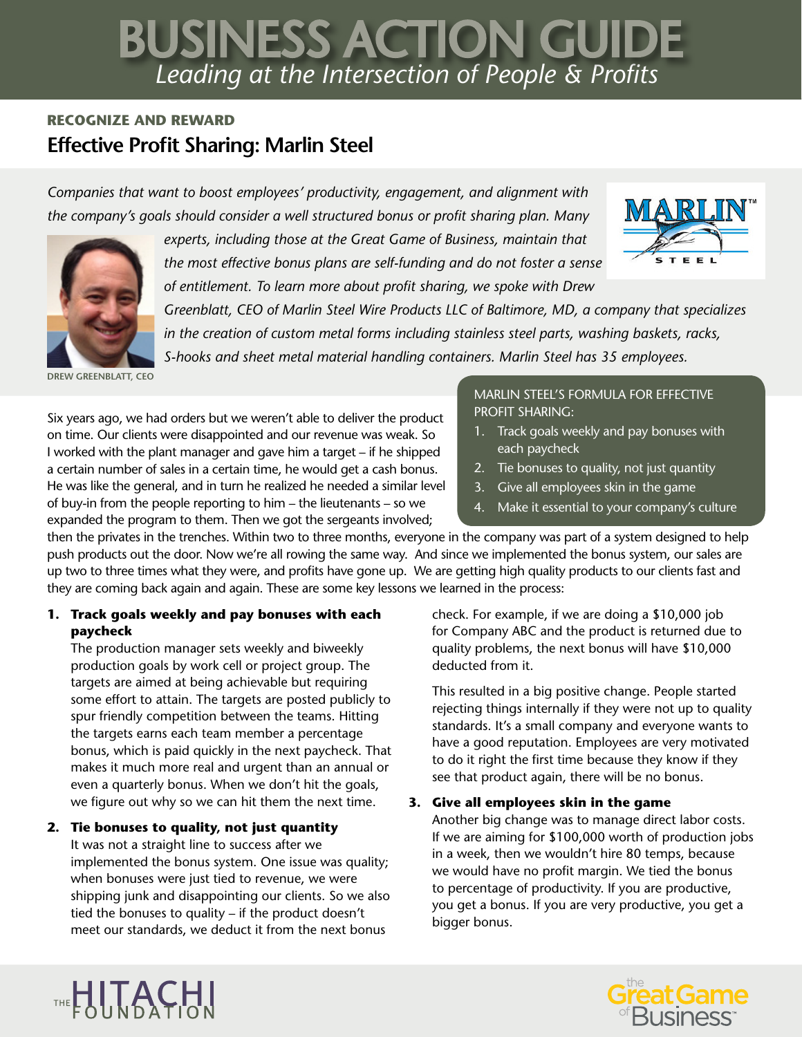# BUSINESS ACTION GUIDE

*Leading at the Intersection of People & Profits*

### RECOGNIZE AND REWARD

## Effective Profit Sharing: Marlin Steel

*Companies that want to boost employees' productivity, engagement, and alignment with the company's goals should consider a well structured bonus or profit sharing plan. Many experts, including those at the Great Game of Business, maintain that the most effective bonus plans are self-funding and do not foster a sense of entitlement. To learn more about profit sharing, we spoke with Drew Greenblatt, CEO of Marlin Steel Wire Products LLC of Baltimore, MD, a company that specializes in the creation of custom metal forms including stainless steel parts, washing baskets, racks, S-hooks and sheet metal material handling containers. Marlin Steel has 35 employees.*

DREW GREENBLATT, CEO

Six years ago, we had orders but we weren't able to deliver the product on time. Our clients were disappointed and our revenue was weak. So I worked with the plant manager and gave him a target – if he shipped a certain number of sales in a certain time, he would get a cash bonus. He was like the general, and in turn he realized he needed a similar level of buy-in from the people reporting to him – the lieutenants – so we expanded the program to them. Then we got the sergeants involved; then the privates in the trenches. Within two to three months, everyone in the company was part of a system designed to help push products out the door. Now we're all rowing the same way. And since we implemented the bonus system, our sales are up two to three times what they were, and profits have gone up. We are getting high quality products to our clients fast and they are coming back again and again. These are some key lessons we learned in the process:

MARLIN STEEL'S FORMULA FOR EFFECTIVE PROFIT SHARING:

1. Track goals weekly and pay bonuses with each paycheck
2. Tie bonuses to quality, not just quantity
3. Give all employees skin in the game
4. Make it essential to your company's culture

1. **Track goals weekly and pay bonuses with each paycheck**
   The production manager sets weekly and biweekly production goals by work cell or project group. The targets are aimed at being achievable but requiring some effort to attain. The targets are posted publicly to spur friendly competition between the teams. Hitting the targets earns each team member a percentage bonus, which is paid quickly in the next paycheck. That makes it much more real and urgent than an annual or even a quarterly bonus. When we don't hit the goals, we figure out why so we can hit them the next time.

2. **Tie bonuses to quality, not just quantity**
   It was not a straight line to success after we implemented the bonus system. One issue was quality; when bonuses were just tied to revenue, we were shipping junk and disappointing our clients. So we also tied the bonuses to quality – if the product doesn't meet our standards, we deduct it from the next bonus check. For example, if we are doing a $10,000 job for Company ABC and the product is returned due to quality problems, the next bonus will have $10,000 deducted from it.

   This resulted in a big positive change. People started rejecting things internally if they were not up to quality standards. It's a small company and everyone wants to have a good reputation. Employees are very motivated to do it right the first time because they know if they see that product again, there will be no bonus.

3. **Give all employees skin in the game**
   Another big change was to manage direct labor costs. If we are aiming for $100,000 worth of production jobs in a week, then we wouldn't hire 80 temps, because we would have no profit margin. We tied the bonus to percentage of productivity. If you are productive, you get a bonus. If you are very productive, you get a bigger bonus.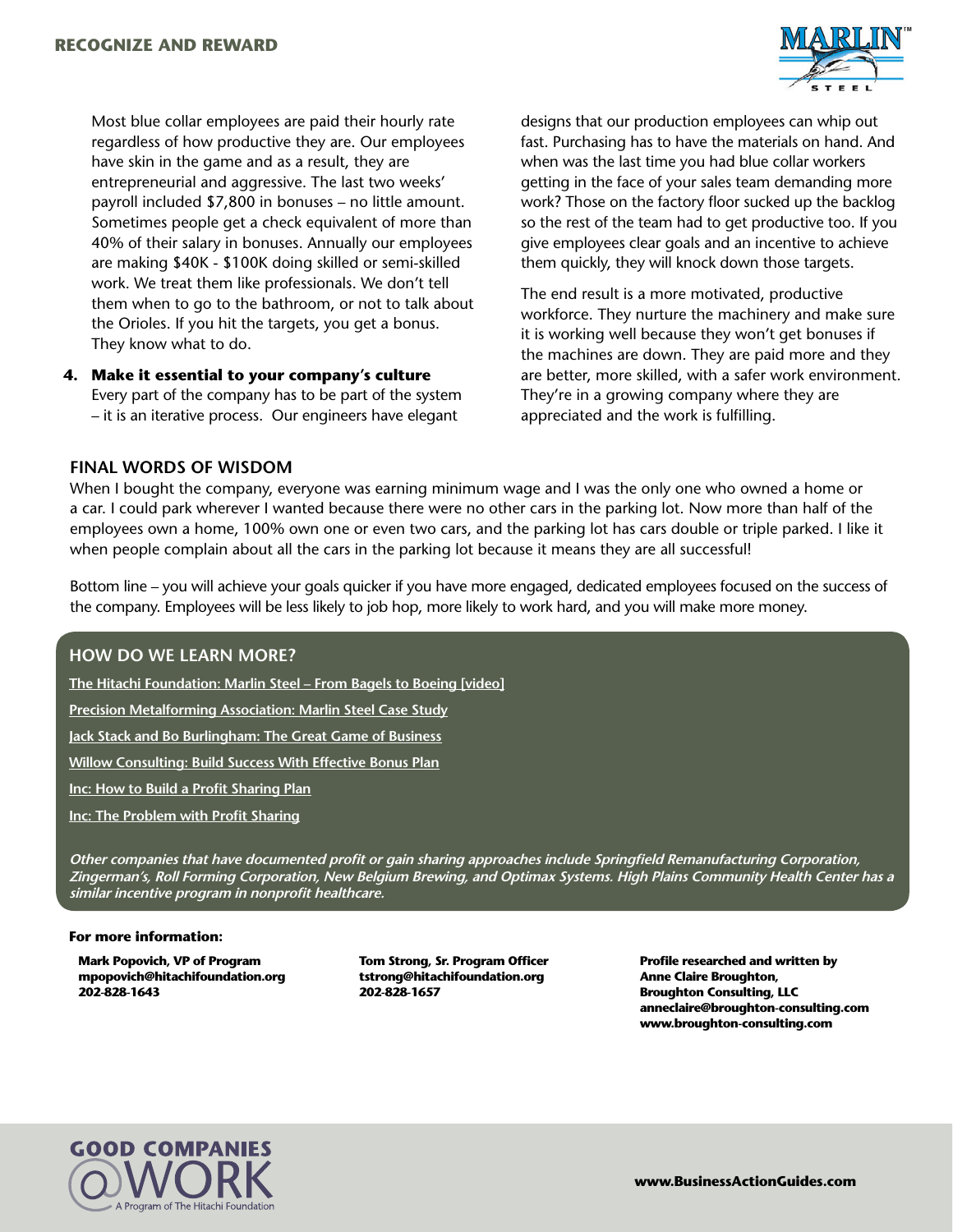Most blue collar employees are paid their hourly rate regardless of how productive they are. Our employees have skin in the game and as a result, they are entrepreneurial and aggressive. The last two weeks' payroll included $7,800 in bonuses – no little amount. Sometimes people get a check equivalent of more than 40% of their salary in bonuses. Annually our employees are making $40K - $100K doing skilled or semi-skilled work. We treat them like professionals. We don't tell them when to go to the bathroom, or not to talk about the Orioles. If you hit the targets, you get a bonus. They know what to do.

4. **Make it essential to your company's culture**
   Every part of the company has to be part of the system – it is an iterative process. Our engineers have elegant designs that our production employees can whip out fast. Purchasing has to have the materials on hand. And when was the last time you had blue collar workers getting in the face of your sales team demanding more work? Those on the factory floor sucked up the backlog so the rest of the team had to get productive too. If you give employees clear goals and an incentive to achieve them quickly, they will knock down those targets.

   The end result is a more motivated, productive workforce. They nurture the machinery and make sure it is working well because they won't get bonuses if the machines are down. They are paid more and they are better, more skilled, with a safer work environment. They're in a growing company where they are appreciated and the work is fulfilling.

## FINAL WORDS OF WISDOM

When I bought the company, everyone was earning minimum wage and I was the only one who owned a home or a car. I could park wherever I wanted because there were no other cars in the parking lot. Now more than half of the employees own a home, 100% own one or even two cars, and the parking lot has cars double or triple parked. I like it when people complain about all the cars in the parking lot because it means they are all successful!

Bottom line – you will achieve your goals quicker if you have more engaged, dedicated employees focused on the success of the company. Employees will be less likely to job hop, more likely to work hard, and you will make more money.

## HOW DO WE LEARN MORE?

The Hitachi Foundation: Marlin Steel – From Bagels to Boeing [video]

Precision Metalforming Association: Marlin Steel Case Study

Jack Stack and Bo Burlingham: The Great Game of Business

Willow Consulting: Build Success With Effective Bonus Plan

Inc: How to Build a Profit Sharing Plan

Inc: The Problem with Profit Sharing

***Other companies that have documented profit or gain sharing approaches include Springfield Remanufacturing Corporation, Zingerman's, Roll Forming Corporation, New Belgium Brewing, and Optimax Systems. High Plains Community Health Center has a similar incentive program in nonprofit healthcare.***

**For more information:**

**Mark Popovich, VP of Program**
**mpopovich@hitachifoundation.org**
**202-828-1643**

**Tom Strong, Sr. Program Officer**
**tstrong@hitachifoundation.org**
**202-828-1657**

**Profile researched and written by**
**Anne Claire Broughton,**
**Broughton Consulting, LLC**
**anneclaire@broughton-consulting.com**
**www.broughton-consulting.com**

GOOD COMPANIES @WORK
A Program of The Hitachi Foundation

**www.BusinessActionGuides.com**